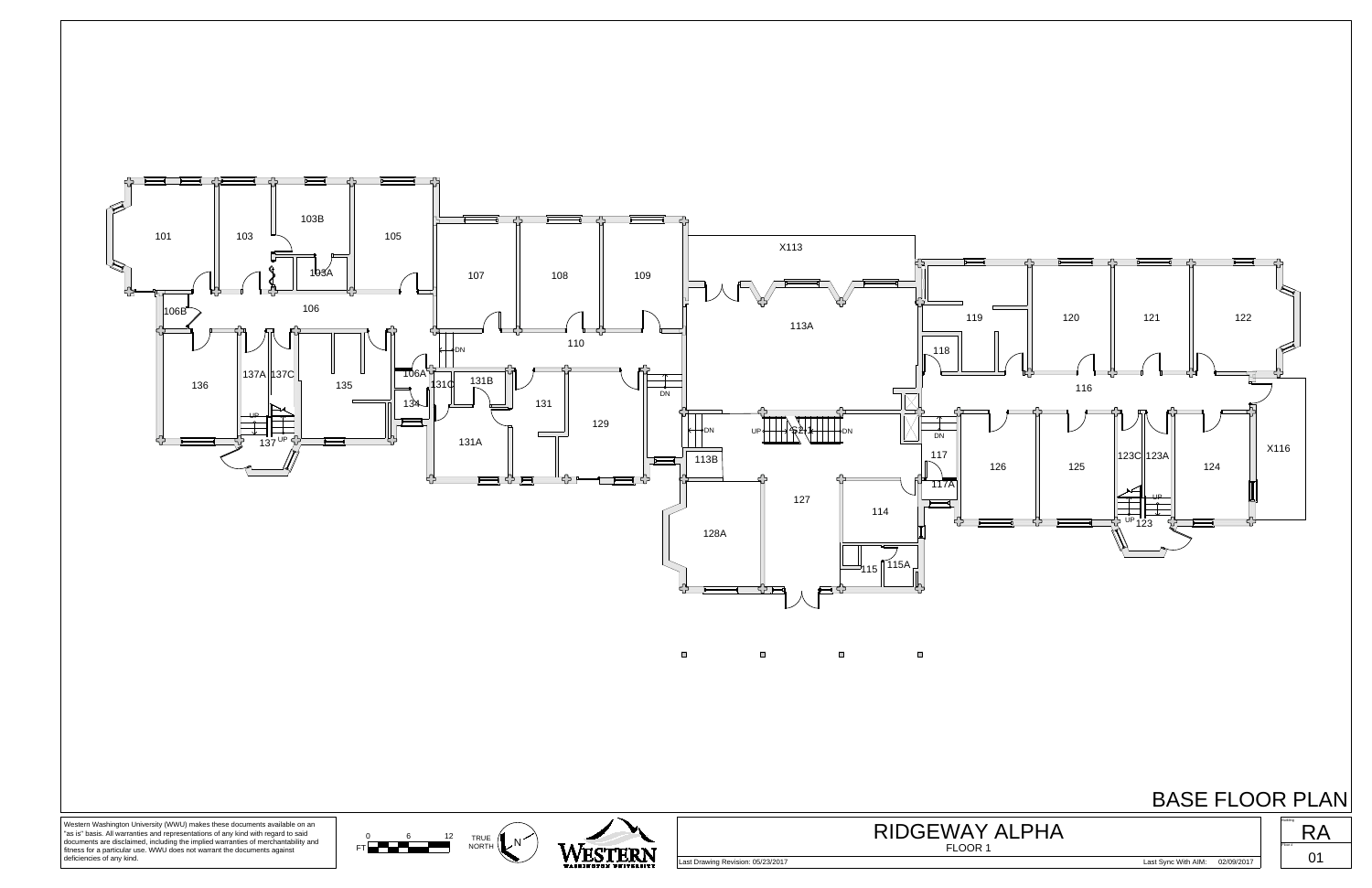# BASE FLOOR PLAN

101, 103, 103B, 105, 103A, 106, 106B, 107, 108, 109, X113, 113A, 110, 136, 137A, 137C, 135, 106A, 131C, 131B, 131, 129, 134, 131A, 137, 119, 118, 120, 121, 122, 116, 113B, 128A, 127, 114, 115, 115A, 117, 117A, 126, 125, 123C, 123A, 124, X116, 123

Western Washington University (WWU) makes these documents available on an "as is" basis. All warranties and representations of any kind with regard to said documents are disclaimed, including the implied warranties of merchantability and fitness for a particular use. WWU does not warrant the documents against deficiencies of any kind.

FT 0 6 12

TRUE NORTH

WESTERN WASHINGTON UNIVERSITY

## RIDGEWAY ALPHA

FLOOR 1

Last Drawing Revision: 05/23/2017

Last Sync With AIM: 02/09/2017

Building: RA

Floor: 01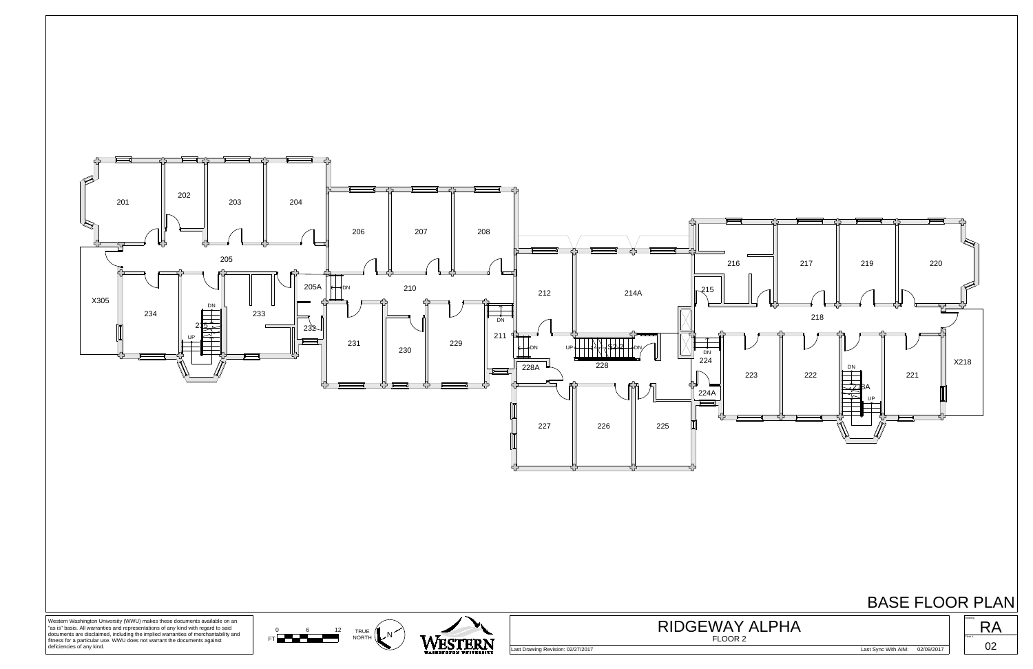# BASE FLOOR PLAN

201 202 203 204 206 207 208 205 X305 205A 210 212 214A 216 217 219 220 215 218 234 233 235 232 231 230 229 211 228A 228 S2-2 224 223 222 221 218A X218 224A 227 226 225

DN UP DN DN DN DN UP DN DN DN UP

Western Washington University (WWU) makes these documents available on an "as is" basis. All warranties and representations of any kind with regard to said documents are disclaimed, including the implied warranties of merchantability and fitness for a particular use. WWU does not warrant the documents against deficiencies of any kind.

0 6 12
FT

TRUE NORTH N

WESTERN WASHINGTON UNIVERSITY

## RIDGEWAY ALPHA

FLOOR 2

Last Drawing Revision: 02/27/2017

Last Sync With AIM: 02/09/2017

Building: RA

Floor: 02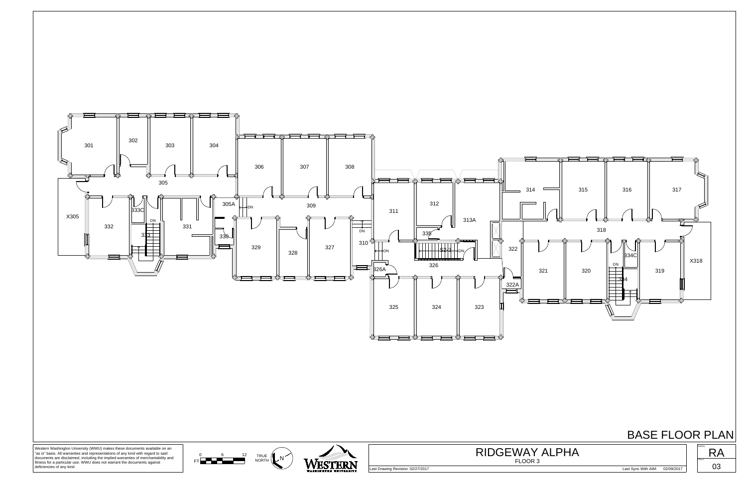301
302
303
304
305
305A
306
307
308
309
310
311
312
313A
314
315
316
317
318
319
320
321
322
322A
323
324
325
326
326A
327
328
329
330
331
332
333
333C
334
334C
335
S2-3
X305
X318
DN

# BASE FLOOR PLAN

Western Washington University (WWU) makes these documents available on an "as is" basis. All warranties and representations of any kind with regard to said documents are disclaimed, including the implied warranties of merchantability and fitness for a particular use. WWU does not warrant the documents against deficiencies of any kind.

FT 0 6 12

TRUE NORTH

WESTERN WASHINGTON UNIVERSITY

# RIDGEWAY ALPHA

FLOOR 3

Last Drawing Revision: 02/27/2017

Last Sync With AIM: 02/09/2017

Building: RA

Floor: 03